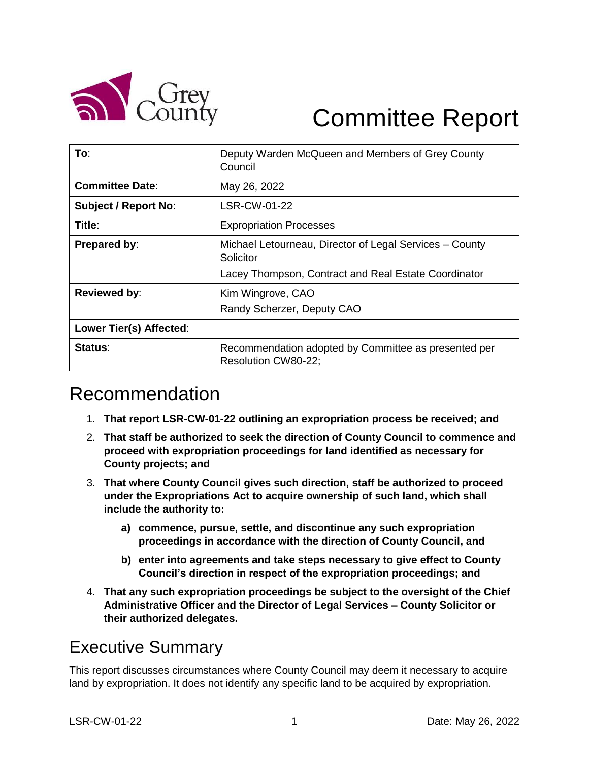Grey County

# Committee Report

| To: | Deputy Warden McQueen and Members of Grey County Council |
|---|---|
| Committee Date: | May 26, 2022 |
| Subject / Report No: | LSR-CW-01-22 |
| Title: | Expropriation Processes |
| Prepared by: | Michael Letourneau, Director of Legal Services – County Solicitor<br>Lacey Thompson, Contract and Real Estate Coordinator |
| Reviewed by: | Kim Wingrove, CAO<br>Randy Scherzer, Deputy CAO |
| Lower Tier(s) Affected: | |
| Status: | Recommendation adopted by Committee as presented per Resolution CW80-22; |

## Recommendation

1. **That report LSR-CW-01-22 outlining an expropriation process be received; and**
2. **That staff be authorized to seek the direction of County Council to commence and proceed with expropriation proceedings for land identified as necessary for County projects; and**
3. **That where County Council gives such direction, staff be authorized to proceed under the Expropriations Act to acquire ownership of such land, which shall include the authority to:**
   - **a) commence, pursue, settle, and discontinue any such expropriation proceedings in accordance with the direction of County Council, and**
   - **b) enter into agreements and take steps necessary to give effect to County Council's direction in respect of the expropriation proceedings; and**
4. **That any such expropriation proceedings be subject to the oversight of the Chief Administrative Officer and the Director of Legal Services – County Solicitor or their authorized delegates.**

## Executive Summary

This report discusses circumstances where County Council may deem it necessary to acquire land by expropriation. It does not identify any specific land to be acquired by expropriation.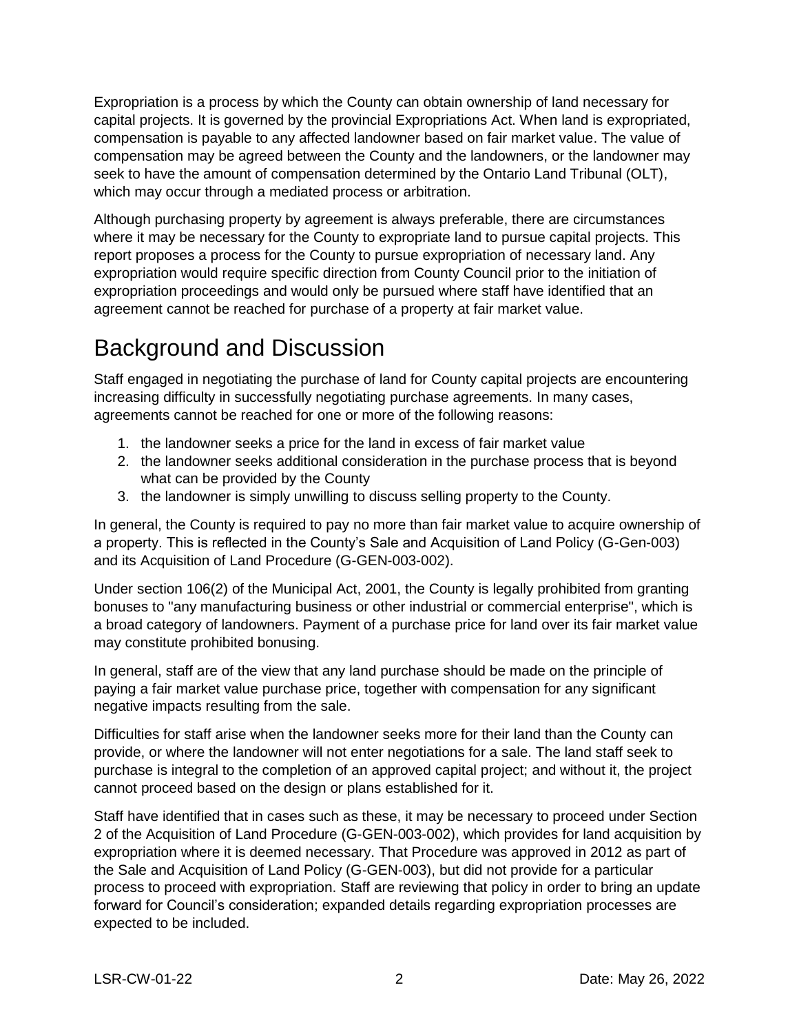Expropriation is a process by which the County can obtain ownership of land necessary for capital projects. It is governed by the provincial Expropriations Act. When land is expropriated, compensation is payable to any affected landowner based on fair market value. The value of compensation may be agreed between the County and the landowners, or the landowner may seek to have the amount of compensation determined by the Ontario Land Tribunal (OLT), which may occur through a mediated process or arbitration.

Although purchasing property by agreement is always preferable, there are circumstances where it may be necessary for the County to expropriate land to pursue capital projects. This report proposes a process for the County to pursue expropriation of necessary land. Any expropriation would require specific direction from County Council prior to the initiation of expropriation proceedings and would only be pursued where staff have identified that an agreement cannot be reached for purchase of a property at fair market value.

# Background and Discussion

Staff engaged in negotiating the purchase of land for County capital projects are encountering increasing difficulty in successfully negotiating purchase agreements. In many cases, agreements cannot be reached for one or more of the following reasons:

1. the landowner seeks a price for the land in excess of fair market value
2. the landowner seeks additional consideration in the purchase process that is beyond what can be provided by the County
3. the landowner is simply unwilling to discuss selling property to the County.

In general, the County is required to pay no more than fair market value to acquire ownership of a property. This is reflected in the County's Sale and Acquisition of Land Policy (G-Gen-003) and its Acquisition of Land Procedure (G-GEN-003-002).

Under section 106(2) of the Municipal Act, 2001, the County is legally prohibited from granting bonuses to "any manufacturing business or other industrial or commercial enterprise", which is a broad category of landowners. Payment of a purchase price for land over its fair market value may constitute prohibited bonusing.

In general, staff are of the view that any land purchase should be made on the principle of paying a fair market value purchase price, together with compensation for any significant negative impacts resulting from the sale.

Difficulties for staff arise when the landowner seeks more for their land than the County can provide, or where the landowner will not enter negotiations for a sale. The land staff seek to purchase is integral to the completion of an approved capital project; and without it, the project cannot proceed based on the design or plans established for it.

Staff have identified that in cases such as these, it may be necessary to proceed under Section 2 of the Acquisition of Land Procedure (G-GEN-003-002), which provides for land acquisition by expropriation where it is deemed necessary. That Procedure was approved in 2012 as part of the Sale and Acquisition of Land Policy (G-GEN-003), but did not provide for a particular process to proceed with expropriation. Staff are reviewing that policy in order to bring an update forward for Council's consideration; expanded details regarding expropriation processes are expected to be included.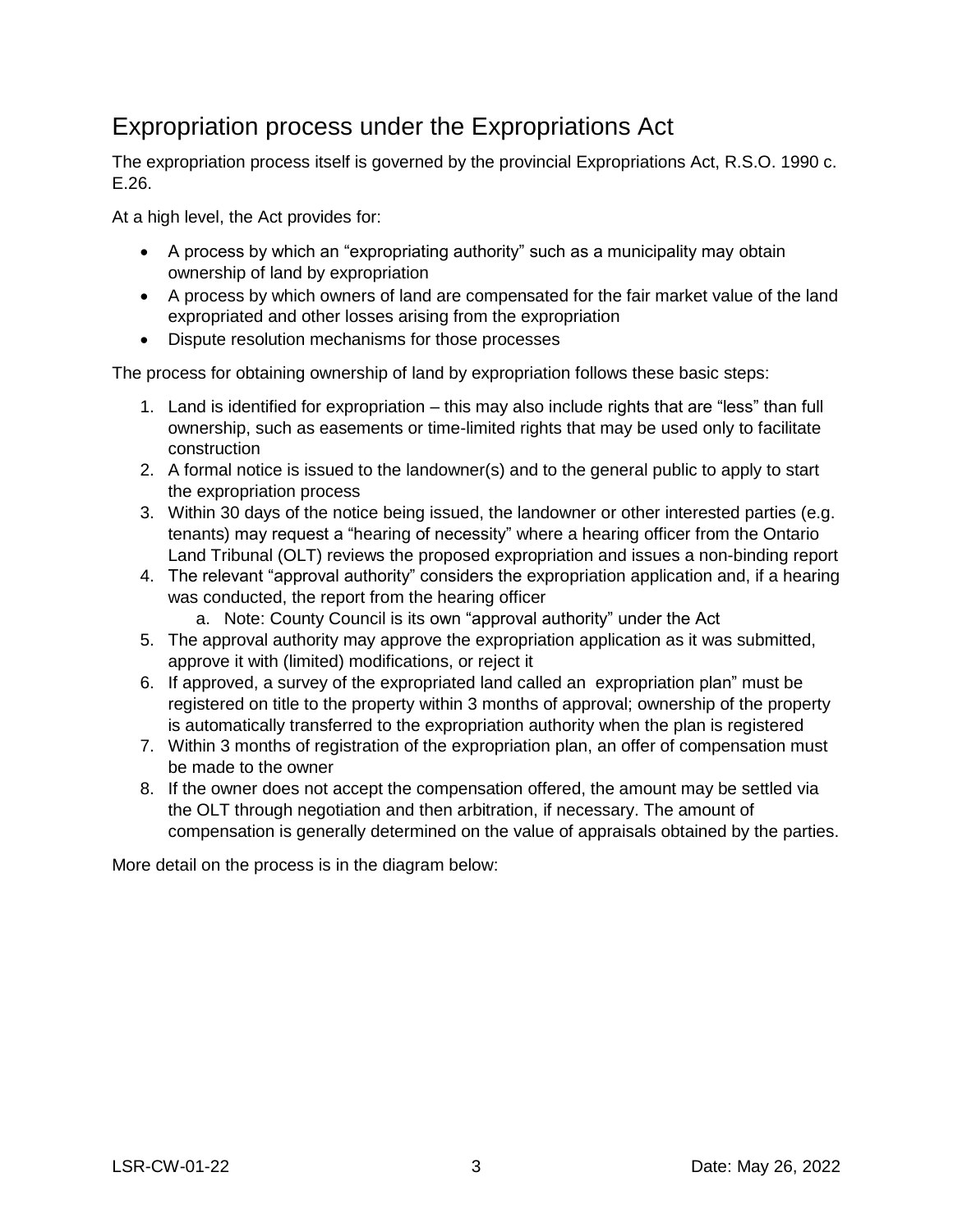## Expropriation process under the Expropriations Act

The expropriation process itself is governed by the provincial Expropriations Act, R.S.O. 1990 c. E.26.

At a high level, the Act provides for:

- A process by which an "expropriating authority" such as a municipality may obtain ownership of land by expropriation
- A process by which owners of land are compensated for the fair market value of the land expropriated and other losses arising from the expropriation
- Dispute resolution mechanisms for those processes

The process for obtaining ownership of land by expropriation follows these basic steps:

1. Land is identified for expropriation – this may also include rights that are "less" than full ownership, such as easements or time-limited rights that may be used only to facilitate construction
2. A formal notice is issued to the landowner(s) and to the general public to apply to start the expropriation process
3. Within 30 days of the notice being issued, the landowner or other interested parties (e.g. tenants) may request a "hearing of necessity" where a hearing officer from the Ontario Land Tribunal (OLT) reviews the proposed expropriation and issues a non-binding report
4. The relevant "approval authority" considers the expropriation application and, if a hearing was conducted, the report from the hearing officer
    a. Note: County Council is its own "approval authority" under the Act
5. The approval authority may approve the expropriation application as it was submitted, approve it with (limited) modifications, or reject it
6. If approved, a survey of the expropriated land called an expropriation plan" must be registered on title to the property within 3 months of approval; ownership of the property is automatically transferred to the expropriation authority when the plan is registered
7. Within 3 months of registration of the expropriation plan, an offer of compensation must be made to the owner
8. If the owner does not accept the compensation offered, the amount may be settled via the OLT through negotiation and then arbitration, if necessary. The amount of compensation is generally determined on the value of appraisals obtained by the parties.

More detail on the process is in the diagram below: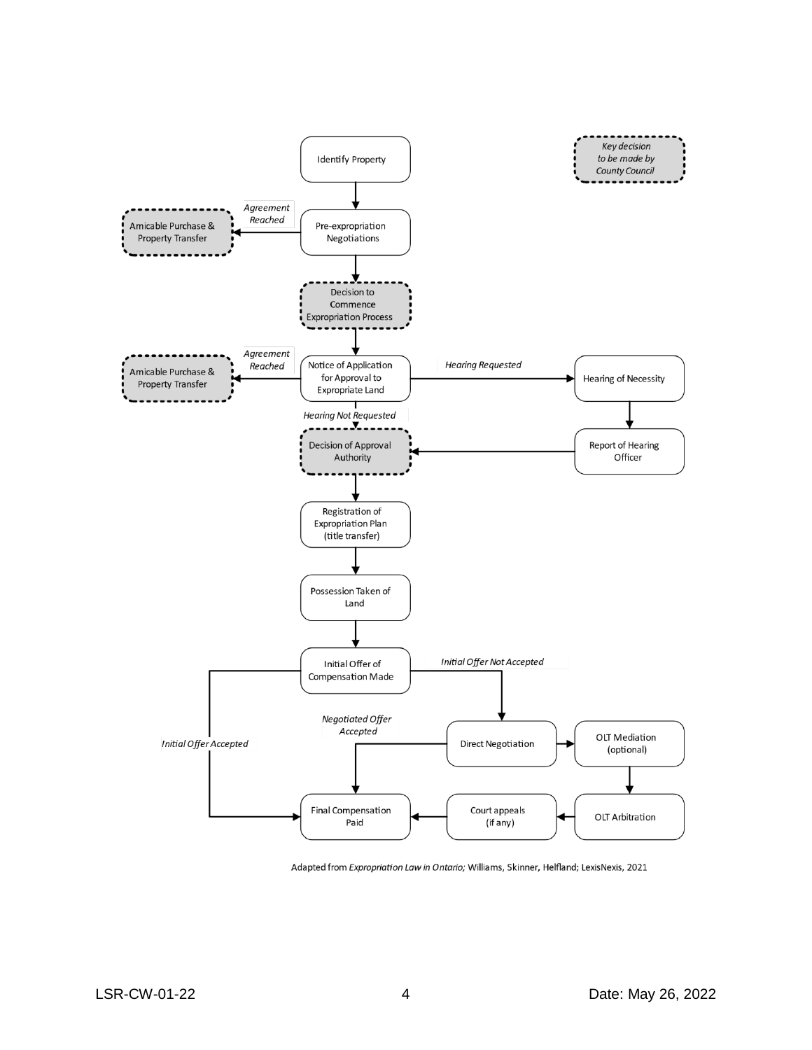*Key decision to be made by County Council*

- Identify Property
- Pre-expropriation Negotiations
  - *Agreement Reached* → Amicable Purchase & Property Transfer
- Decision to Commence Expropriation Process
- Notice of Application for Approval to Expropriate Land
  - *Agreement Reached* → Amicable Purchase & Property Transfer
  - *Hearing Requested* → Hearing of Necessity → Report of Hearing Officer → Decision of Approval Authority
  - *Hearing Not Requested* → Decision of Approval Authority
- Decision of Approval Authority
- Registration of Expropriation Plan (title transfer)
- Possession Taken of Land
- Initial Offer of Compensation Made
  - *Initial Offer Accepted* → Final Compensation Paid
  - *Initial Offer Not Accepted* → Direct Negotiation
- Direct Negotiation
  - *Negotiated Offer Accepted* → Final Compensation Paid
  - → OLT Mediation (optional) → OLT Arbitration → Court appeals (if any) → Final Compensation Paid

Adapted from *Expropriation Law in Ontario;* Williams, Skinner, Helfland; LexisNexis, 2021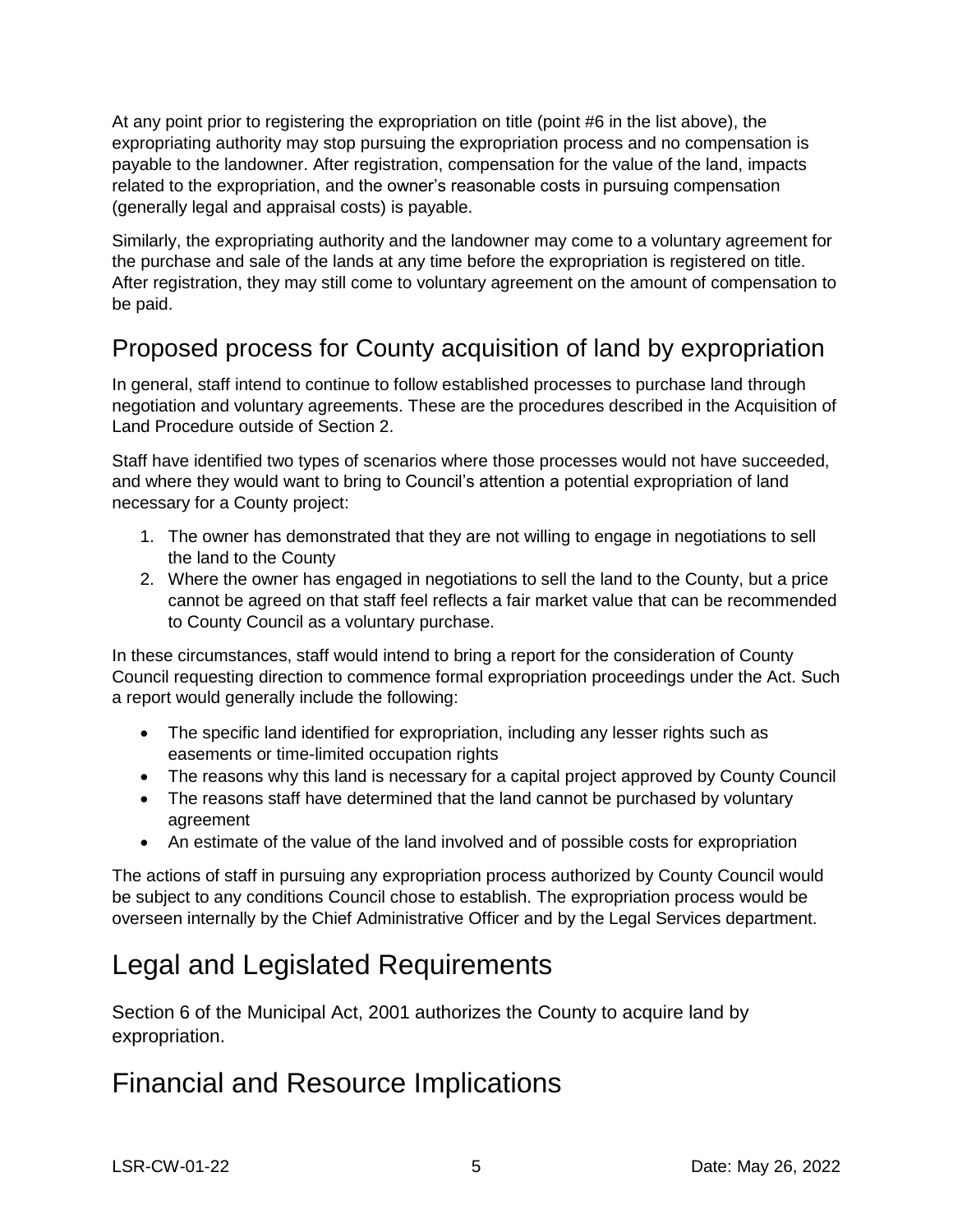At any point prior to registering the expropriation on title (point #6 in the list above), the expropriating authority may stop pursuing the expropriation process and no compensation is payable to the landowner. After registration, compensation for the value of the land, impacts related to the expropriation, and the owner's reasonable costs in pursuing compensation (generally legal and appraisal costs) is payable.

Similarly, the expropriating authority and the landowner may come to a voluntary agreement for the purchase and sale of the lands at any time before the expropriation is registered on title. After registration, they may still come to voluntary agreement on the amount of compensation to be paid.

## Proposed process for County acquisition of land by expropriation

In general, staff intend to continue to follow established processes to purchase land through negotiation and voluntary agreements. These are the procedures described in the Acquisition of Land Procedure outside of Section 2.

Staff have identified two types of scenarios where those processes would not have succeeded, and where they would want to bring to Council's attention a potential expropriation of land necessary for a County project:

1. The owner has demonstrated that they are not willing to engage in negotiations to sell the land to the County
2. Where the owner has engaged in negotiations to sell the land to the County, but a price cannot be agreed on that staff feel reflects a fair market value that can be recommended to County Council as a voluntary purchase.

In these circumstances, staff would intend to bring a report for the consideration of County Council requesting direction to commence formal expropriation proceedings under the Act. Such a report would generally include the following:

- The specific land identified for expropriation, including any lesser rights such as easements or time-limited occupation rights
- The reasons why this land is necessary for a capital project approved by County Council
- The reasons staff have determined that the land cannot be purchased by voluntary agreement
- An estimate of the value of the land involved and of possible costs for expropriation

The actions of staff in pursuing any expropriation process authorized by County Council would be subject to any conditions Council chose to establish. The expropriation process would be overseen internally by the Chief Administrative Officer and by the Legal Services department.

# Legal and Legislated Requirements

Section 6 of the Municipal Act, 2001 authorizes the County to acquire land by expropriation.

# Financial and Resource Implications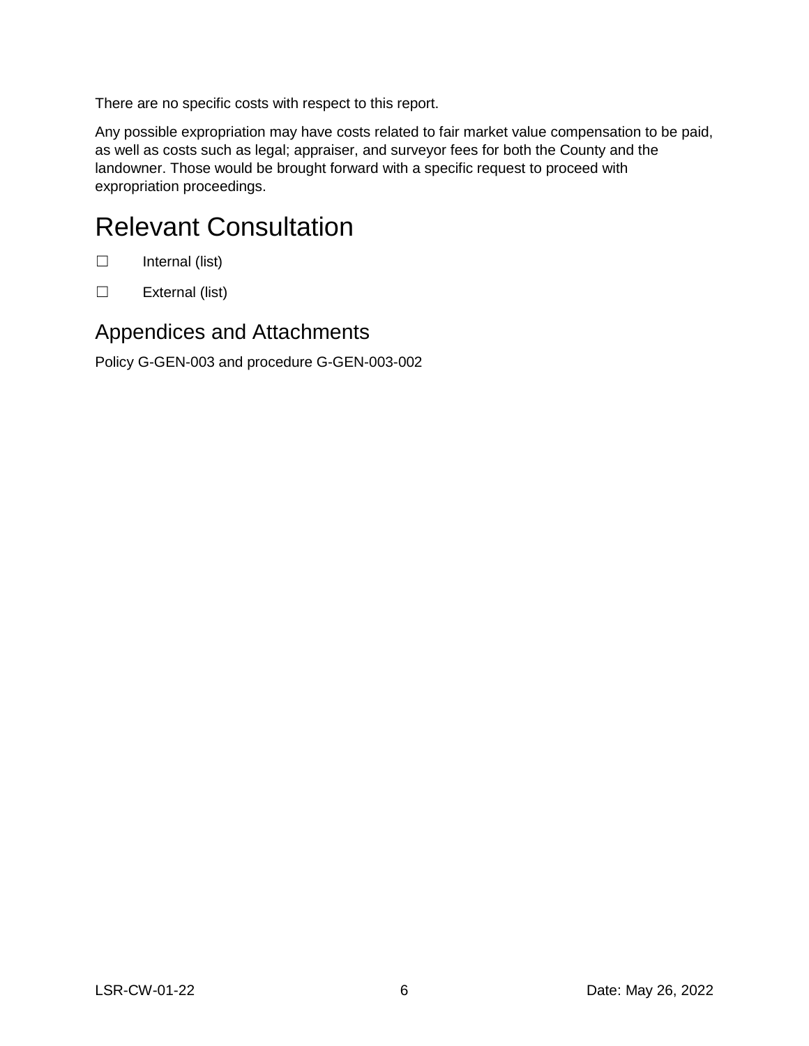There are no specific costs with respect to this report.

Any possible expropriation may have costs related to fair market value compensation to be paid, as well as costs such as legal; appraiser, and surveyor fees for both the County and the landowner. Those would be brought forward with a specific request to proceed with expropriation proceedings.

# Relevant Consultation

☐ Internal (list)

☐ External (list)

## Appendices and Attachments

Policy G-GEN-003 and procedure G-GEN-003-002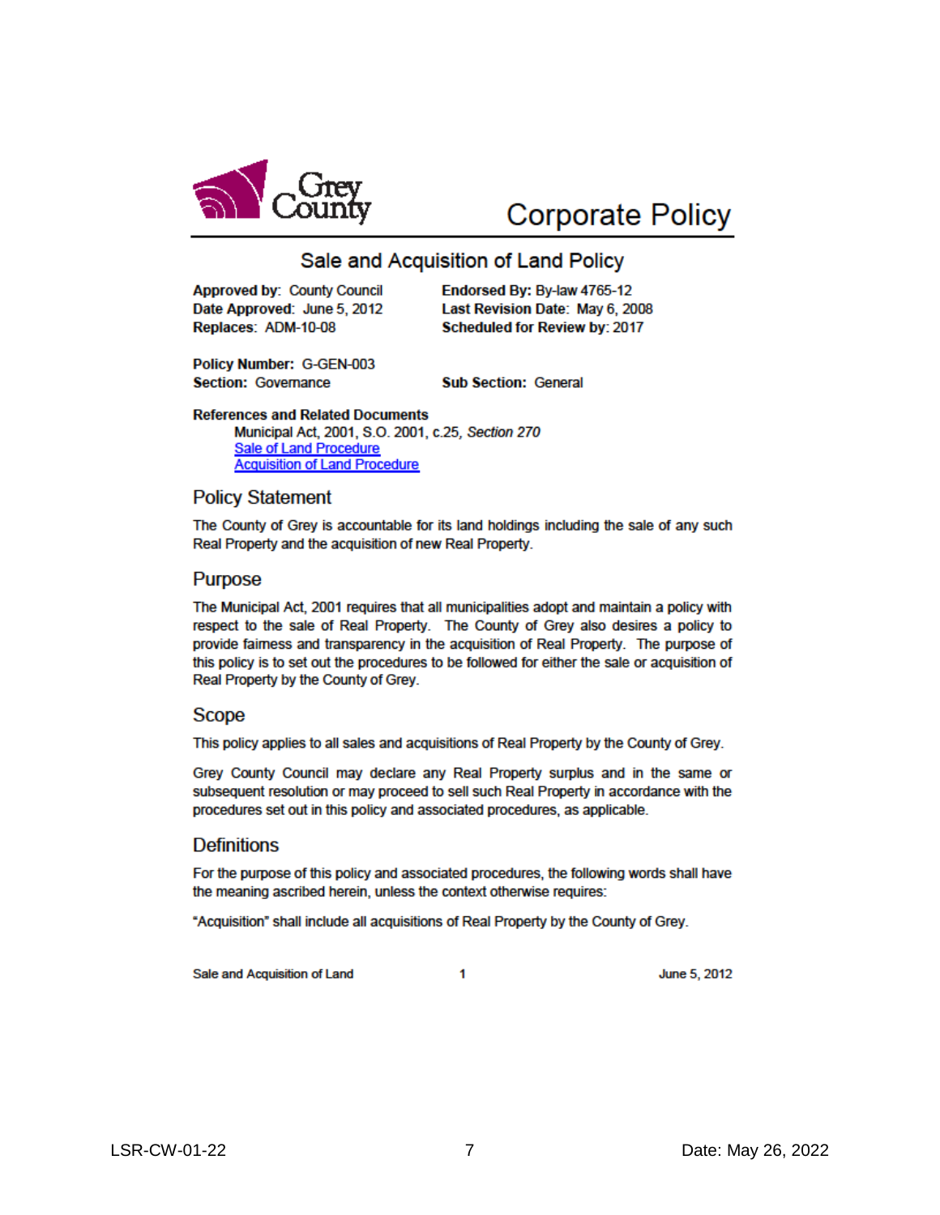Corporate Policy

## Sale and Acquisition of Land Policy

**Approved by:** County Council
**Date Approved:** June 5, 2012
**Replaces:** ADM-10-08

**Endorsed By:** By-law 4765-12
**Last Revision Date:** May 6, 2008
**Scheduled for Review by:** 2017

**Policy Number:** G-GEN-003
**Section:** Governance
**Sub Section:** General

**References and Related Documents**

Municipal Act, 2001, S.O. 2001, c.25, *Section 270*
Sale of Land Procedure
Acquisition of Land Procedure

## Policy Statement

The County of Grey is accountable for its land holdings including the sale of any such Real Property and the acquisition of new Real Property.

## Purpose

The Municipal Act, 2001 requires that all municipalities adopt and maintain a policy with respect to the sale of Real Property. The County of Grey also desires a policy to provide fairness and transparency in the acquisition of Real Property. The purpose of this policy is to set out the procedures to be followed for either the sale or acquisition of Real Property by the County of Grey.

## Scope

This policy applies to all sales and acquisitions of Real Property by the County of Grey.

Grey County Council may declare any Real Property surplus and in the same or subsequent resolution or may proceed to sell such Real Property in accordance with the procedures set out in this policy and associated procedures, as applicable.

## Definitions

For the purpose of this policy and associated procedures, the following words shall have the meaning ascribed herein, unless the context otherwise requires:

"Acquisition" shall include all acquisitions of Real Property by the County of Grey.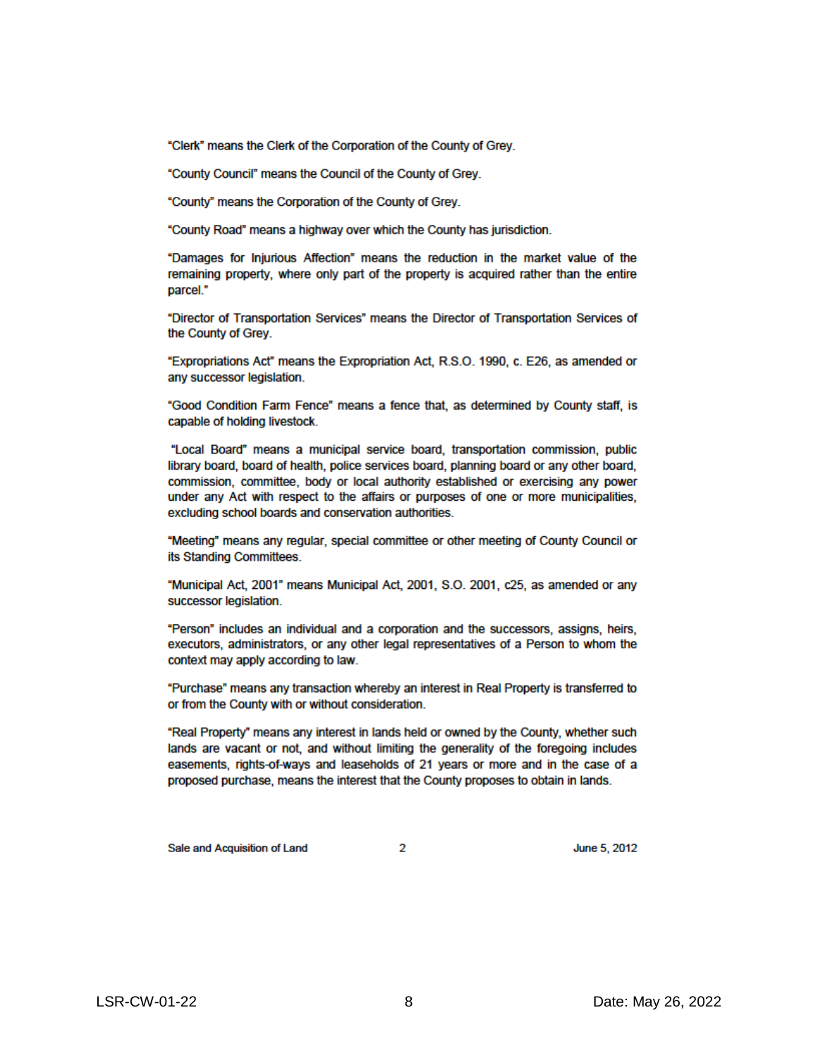"Clerk" means the Clerk of the Corporation of the County of Grey.

"County Council" means the Council of the County of Grey.

"County" means the Corporation of the County of Grey.

"County Road" means a highway over which the County has jurisdiction.

"Damages for Injurious Affection" means the reduction in the market value of the remaining property, where only part of the property is acquired rather than the entire parcel."

"Director of Transportation Services" means the Director of Transportation Services of the County of Grey.

"Expropriations Act" means the Expropriation Act, R.S.O. 1990, c. E26, as amended or any successor legislation.

"Good Condition Farm Fence" means a fence that, as determined by County staff, is capable of holding livestock.

"Local Board" means a municipal service board, transportation commission, public library board, board of health, police services board, planning board or any other board, commission, committee, body or local authority established or exercising any power under any Act with respect to the affairs or purposes of one or more municipalities, excluding school boards and conservation authorities.

"Meeting" means any regular, special committee or other meeting of County Council or its Standing Committees.

"Municipal Act, 2001" means Municipal Act, 2001, S.O. 2001, c25, as amended or any successor legislation.

"Person" includes an individual and a corporation and the successors, assigns, heirs, executors, administrators, or any other legal representatives of a Person to whom the context may apply according to law.

"Purchase" means any transaction whereby an interest in Real Property is transferred to or from the County with or without consideration.

"Real Property" means any interest in lands held or owned by the County, whether such lands are vacant or not, and without limiting the generality of the foregoing includes easements, rights-of-ways and leaseholds of 21 years or more and in the case of a proposed purchase, means the interest that the County proposes to obtain in lands.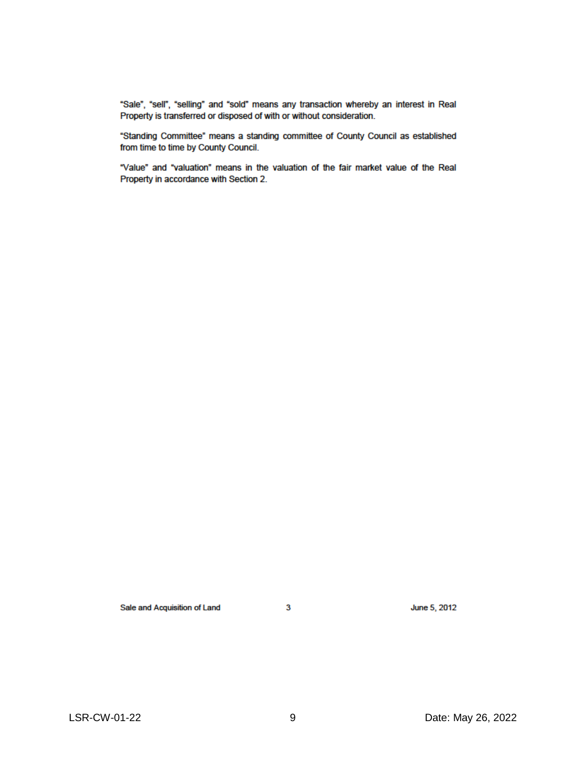"Sale", "sell", "selling" and "sold" means any transaction whereby an interest in Real Property is transferred or disposed of with or without consideration.

"Standing Committee" means a standing committee of County Council as established from time to time by County Council.

"Value" and "valuation" means in the valuation of the fair market value of the Real Property in accordance with Section 2.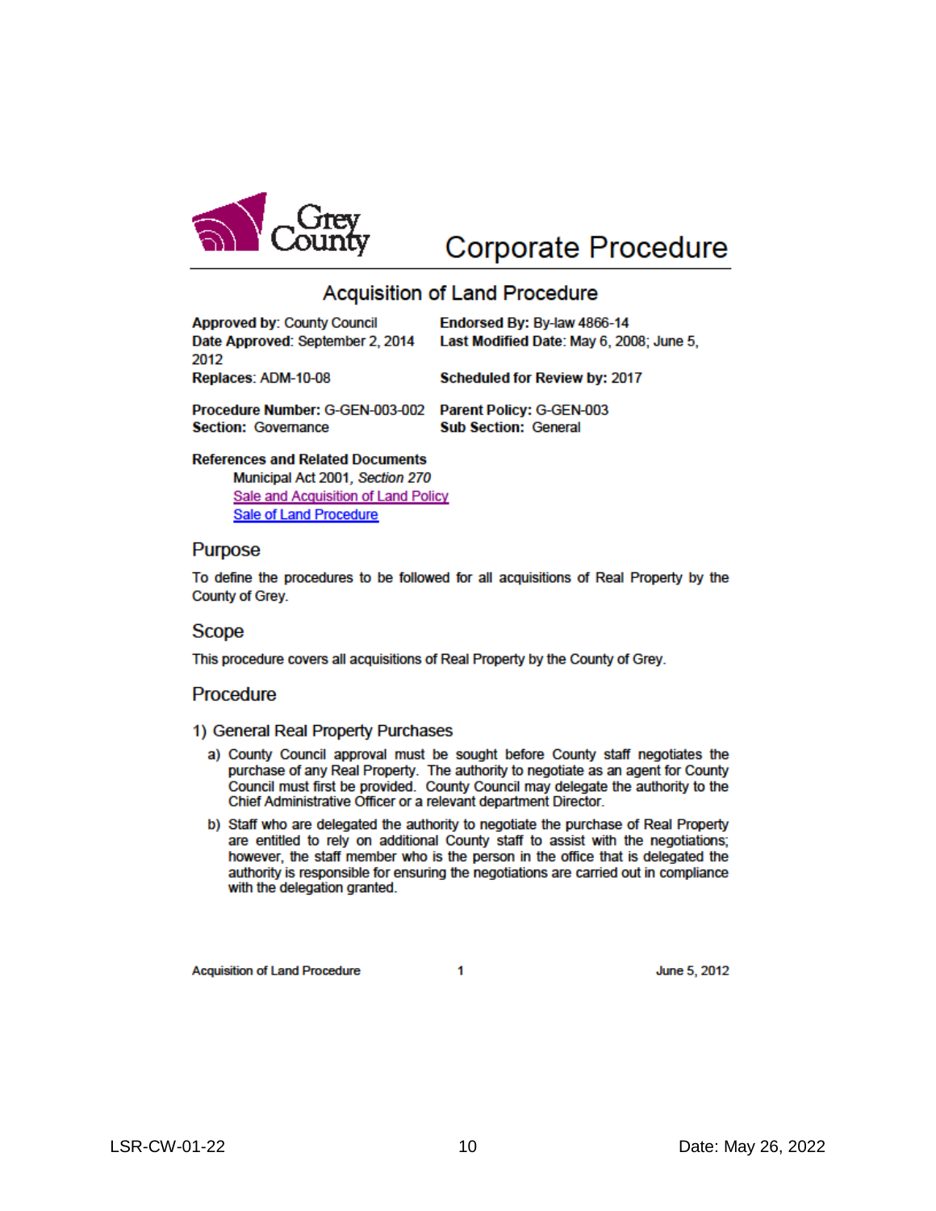# Corporate Procedure

## Acquisition of Land Procedure

**Approved by**: County Council
**Date Approved**: September 2, 2014
**Replaces**: ADM-10-08

**Endorsed By:** By-law 4866-14
**Last Modified Date**: May 6, 2008; June 5, 2012
**Scheduled for Review by:** 2017

**Procedure Number:** G-GEN-003-002
**Section:** Governance

**Parent Policy:** G-GEN-003
**Sub Section:** General

**References and Related Documents**

- Municipal Act 2001, *Section 270*
- Sale and Acquisition of Land Policy
- Sale of Land Procedure

### Purpose

To define the procedures to be followed for all acquisitions of Real Property by the County of Grey.

### Scope

This procedure covers all acquisitions of Real Property by the County of Grey.

### Procedure

#### 1) General Real Property Purchases

a) County Council approval must be sought before County staff negotiates the purchase of any Real Property. The authority to negotiate as an agent for County Council must first be provided. County Council may delegate the authority to the Chief Administrative Officer or a relevant department Director.

b) Staff who are delegated the authority to negotiate the purchase of Real Property are entitled to rely on additional County staff to assist with the negotiations; however, the staff member who is the person in the office that is delegated the authority is responsible for ensuring the negotiations are carried out in compliance with the delegation granted.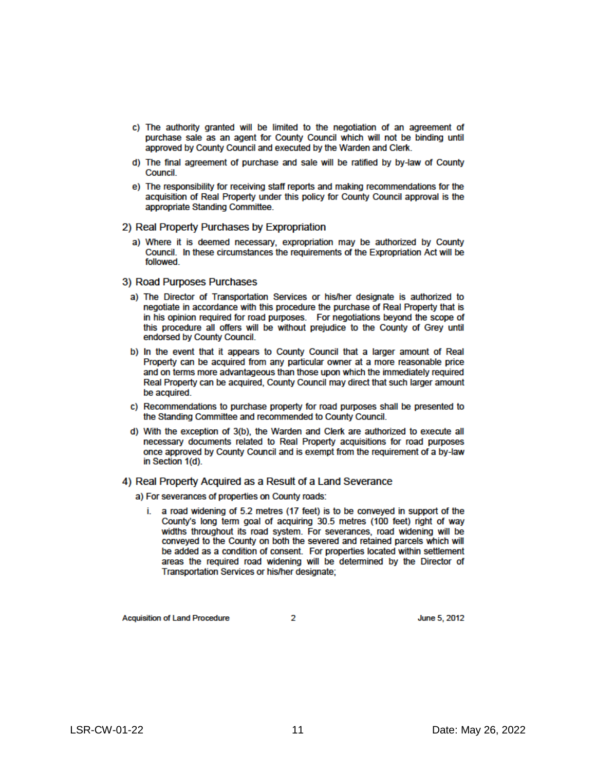c) The authority granted will be limited to the negotiation of an agreement of purchase sale as an agent for County Council which will not be binding until approved by County Council and executed by the Warden and Clerk.

d) The final agreement of purchase and sale will be ratified by by-law of County Council.

e) The responsibility for receiving staff reports and making recommendations for the acquisition of Real Property under this policy for County Council approval is the appropriate Standing Committee.

## 2) Real Property Purchases by Expropriation

a) Where it is deemed necessary, expropriation may be authorized by County Council. In these circumstances the requirements of the Expropriation Act will be followed.

## 3) Road Purposes Purchases

a) The Director of Transportation Services or his/her designate is authorized to negotiate in accordance with this procedure the purchase of Real Property that is in his opinion required for road purposes. For negotiations beyond the scope of this procedure all offers will be without prejudice to the County of Grey until endorsed by County Council.

b) In the event that it appears to County Council that a larger amount of Real Property can be acquired from any particular owner at a more reasonable price and on terms more advantageous than those upon which the immediately required Real Property can be acquired, County Council may direct that such larger amount be acquired.

c) Recommendations to purchase property for road purposes shall be presented to the Standing Committee and recommended to County Council.

d) With the exception of 3(b), the Warden and Clerk are authorized to execute all necessary documents related to Real Property acquisitions for road purposes once approved by County Council and is exempt from the requirement of a by-law in Section 1(d).

## 4) Real Property Acquired as a Result of a Land Severance

a) For severances of properties on County roads:

i. a road widening of 5.2 metres (17 feet) is to be conveyed in support of the County's long term goal of acquiring 30.5 metres (100 feet) right of way widths throughout its road system. For severances, road widening will be conveyed to the County on both the severed and retained parcels which will be added as a condition of consent. For properties located within settlement areas the required road widening will be determined by the Director of Transportation Services or his/her designate;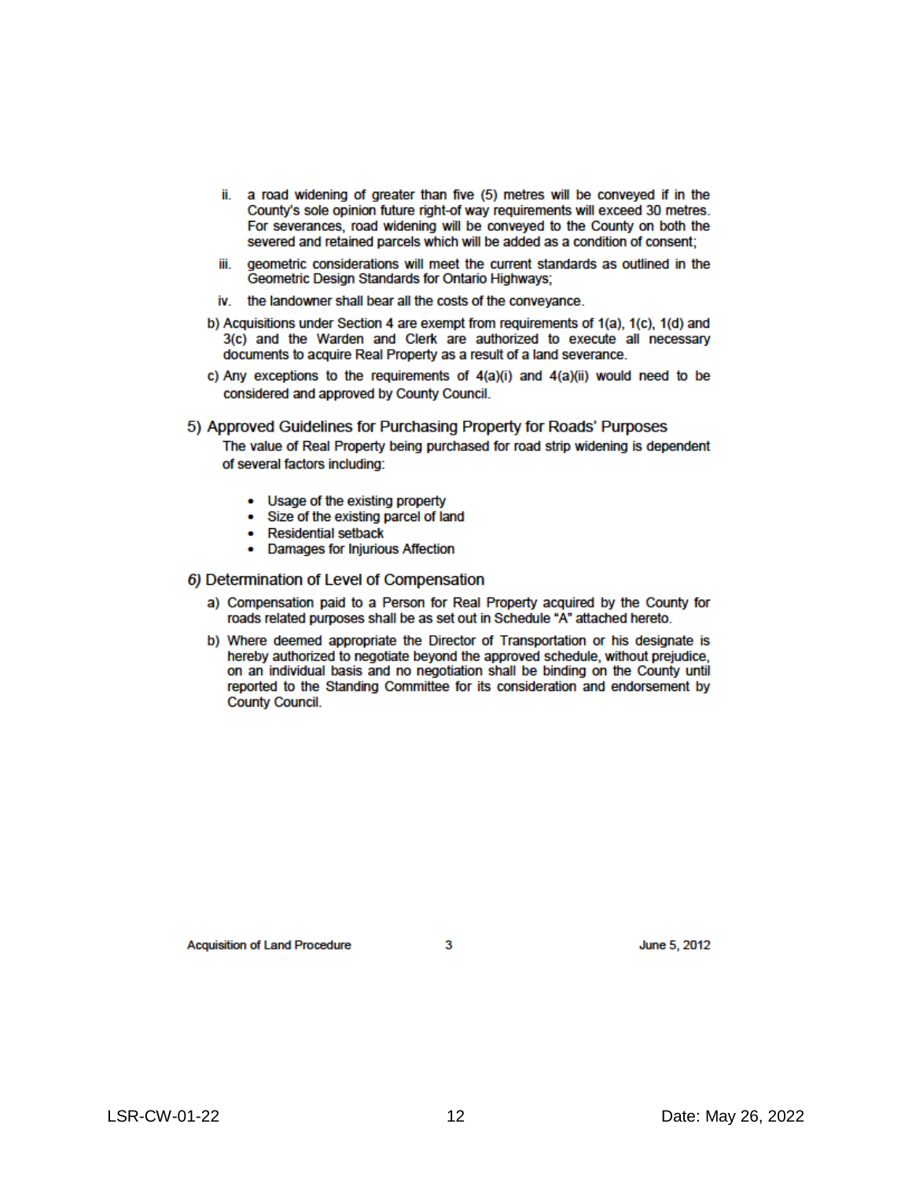ii. a road widening of greater than five (5) metres will be conveyed if in the County's sole opinion future right-of way requirements will exceed 30 metres. For severances, road widening will be conveyed to the County on both the severed and retained parcels which will be added as a condition of consent;

iii. geometric considerations will meet the current standards as outlined in the Geometric Design Standards for Ontario Highways;

iv. the landowner shall bear all the costs of the conveyance.

b) Acquisitions under Section 4 are exempt from requirements of 1(a), 1(c), 1(d) and 3(c) and the Warden and Clerk are authorized to execute all necessary documents to acquire Real Property as a result of a land severance.

c) Any exceptions to the requirements of 4(a)(i) and 4(a)(ii) would need to be considered and approved by County Council.

## 5) Approved Guidelines for Purchasing Property for Roads' Purposes

The value of Real Property being purchased for road strip widening is dependent of several factors including:

- Usage of the existing property
- Size of the existing parcel of land
- Residential setback
- Damages for Injurious Affection

## *6)* Determination of Level of Compensation

a) Compensation paid to a Person for Real Property acquired by the County for roads related purposes shall be as set out in Schedule "A" attached hereto.

b) Where deemed appropriate the Director of Transportation or his designate is hereby authorized to negotiate beyond the approved schedule, without prejudice, on an individual basis and no negotiation shall be binding on the County until reported to the Standing Committee for its consideration and endorsement by County Council.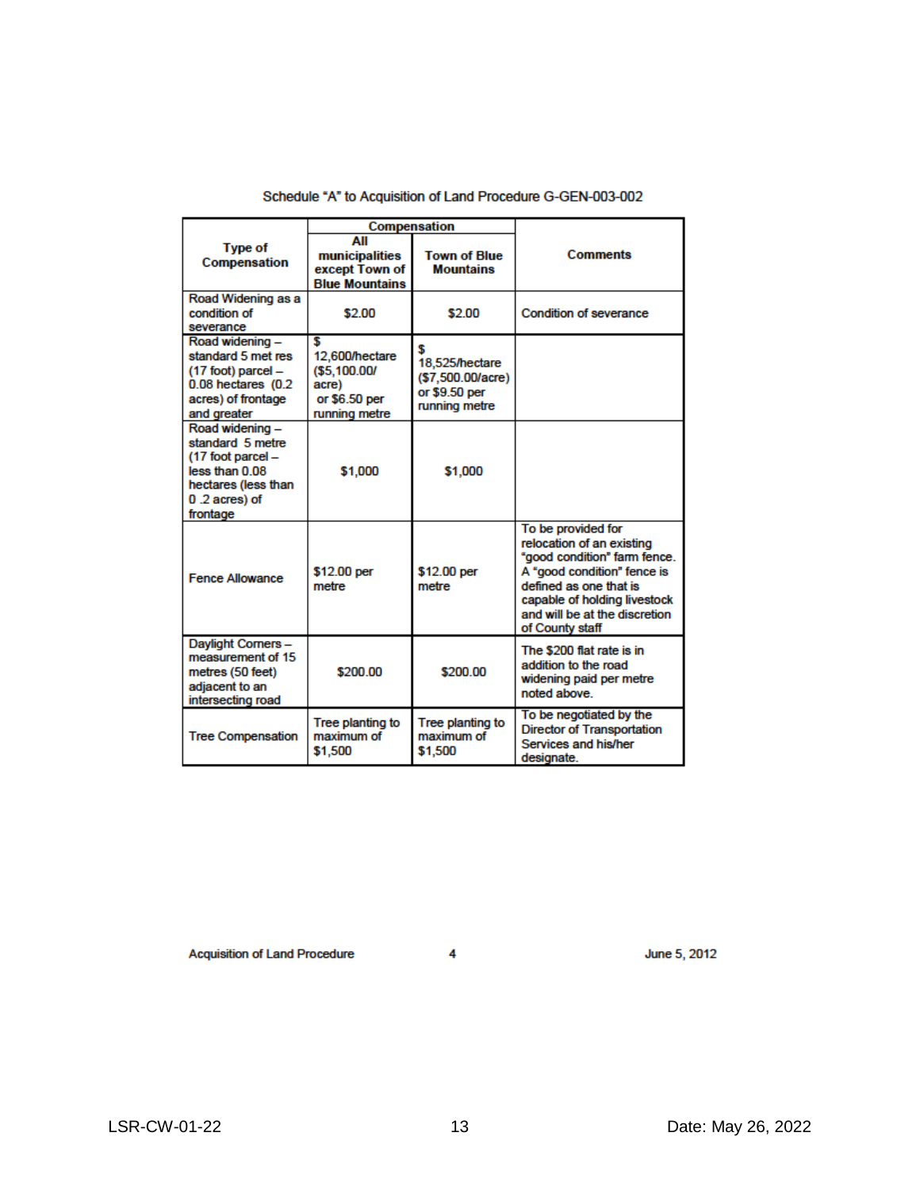Schedule "A" to Acquisition of Land Procedure G-GEN-003-002

| Type of Compensation | Compensation | | Comments |
|---|---|---|---|
| | All municipalities except Town of Blue Mountains | Town of Blue Mountains | |
| Road Widening as a condition of severance | $2.00 | $2.00 | Condition of severance |
| Road widening – standard 5 met res (17 foot) parcel – 0.08 hectares (0.2 acres) of frontage and greater | $ 12,600/hectare ($5,100.00/ acre) or $6.50 per running metre | $ 18,525/hectare ($7,500.00/acre) or $9.50 per running metre | |
| Road widening – standard 5 metre (17 foot parcel – less than 0.08 hectares (less than 0 .2 acres) of frontage | $1,000 | $1,000 | |
| Fence Allowance | $12.00 per metre | $12.00 per metre | To be provided for relocation of an existing "good condition" farm fence. A "good condition" fence is defined as one that is capable of holding livestock and will be at the discretion of County staff |
| Daylight Corners – measurement of 15 metres (50 feet) adjacent to an intersecting road | $200.00 | $200.00 | The $200 flat rate is in addition to the road widening paid per metre noted above. |
| Tree Compensation | Tree planting to maximum of $1,500 | Tree planting to maximum of $1,500 | To be negotiated by the Director of Transportation Services and his/her designate. |

Acquisition of Land Procedure 4 June 5, 2012